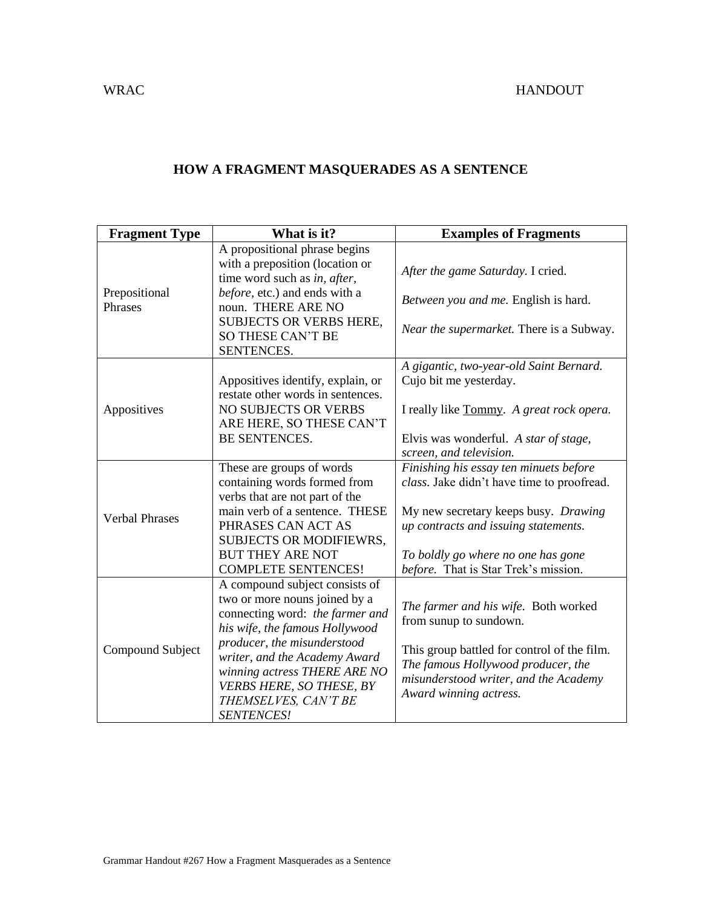WRAC HANDOUT

# HOW A FRAGMENT MASQUERADES AS A SENTENCE

| Fragment Type | What is it? | Examples of Fragments |
|---|---|---|
| Prepositional Phrases | A propositional phrase begins with a preposition (location or time word such as *in, after, before*, etc.) and ends with a noun. THERE ARE NO SUBJECTS OR VERBS HERE, SO THESE CAN'T BE SENTENCES. | *After the game Saturday.* I cried.<br><br>*Between you and me.* English is hard.<br><br>*Near the supermarket.* There is a Subway. |
| Appositives | Appositives identify, explain, or restate other words in sentences. NO SUBJECTS OR VERBS ARE HERE, SO THESE CAN'T BE SENTENCES. | *A gigantic, two-year-old Saint Bernard.* Cujo bit me yesterday.<br><br>I really like <u>Tommy</u>. *A great rock opera.*<br><br>Elvis was wonderful. *A star of stage, screen, and television.* |
| Verbal Phrases | These are groups of words containing words formed from verbs that are not part of the main verb of a sentence. THESE PHRASES CAN ACT AS SUBJECTS OR MODIFIEWRS, BUT THEY ARE NOT COMPLETE SENTENCES! | *Finishing his essay ten minuets before class.* Jake didn't have time to proofread.<br><br>My new secretary keeps busy. *Drawing up contracts and issuing statements.*<br><br>*To boldly go where no one has gone before.* That is Star Trek's mission. |
| Compound Subject | A compound subject consists of two or more nouns joined by a connecting word: *the farmer and his wife, the famous Hollywood producer, the misunderstood writer, and the Academy Award winning actress THERE ARE NO VERBS HERE, SO THESE, BY THEMSELVES, CAN'T BE SENTENCES!* | *The farmer and his wife.* Both worked from sunup to sundown.<br><br>This group battled for control of the film. *The famous Hollywood producer, the misunderstood writer, and the Academy Award winning actress.* |

Grammar Handout #267 How a Fragment Masquerades as a Sentence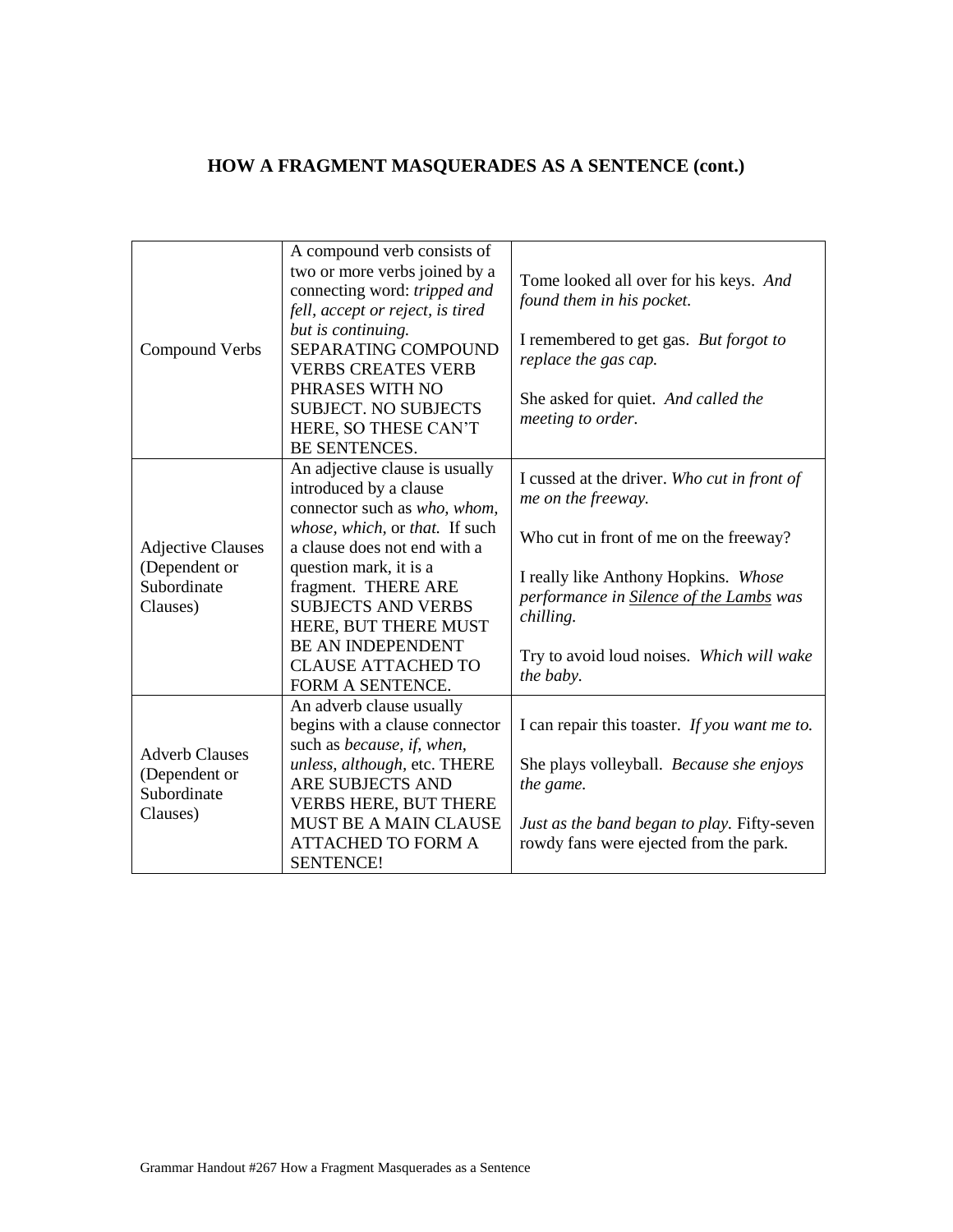# HOW A FRAGMENT MASQUERADES AS A SENTENCE (cont.)

| | | |
|---|---|---|
| Compound Verbs | A compound verb consists of two or more verbs joined by a connecting word: *tripped and fell, accept or reject, is tired but is continuing.* SEPARATING COMPOUND VERBS CREATES VERB PHRASES WITH NO SUBJECT. NO SUBJECTS HERE, SO THESE CAN'T BE SENTENCES. | Tome looked all over for his keys. *And found them in his pocket.*<br><br>I remembered to get gas. *But forgot to replace the gas cap.*<br><br>She asked for quiet. *And called the meeting to order.* |
| Adjective Clauses (Dependent or Subordinate Clauses) | An adjective clause is usually introduced by a clause connector such as *who, whom, whose, which,* or *that.* If such a clause does not end with a question mark, it is a fragment. THERE ARE SUBJECTS AND VERBS HERE, BUT THERE MUST BE AN INDEPENDENT CLAUSE ATTACHED TO FORM A SENTENCE. | I cussed at the driver. *Who cut in front of me on the freeway.*<br><br>Who cut in front of me on the freeway?<br><br>I really like Anthony Hopkins. *Whose performance in <u>Silence of the Lambs</u> was chilling.*<br><br>Try to avoid loud noises. *Which will wake the baby.* |
| Adverb Clauses (Dependent or Subordinate Clauses) | An adverb clause usually begins with a clause connector such as *because, if, when, unless, although,* etc. THERE ARE SUBJECTS AND VERBS HERE, BUT THERE MUST BE A MAIN CLAUSE ATTACHED TO FORM A SENTENCE! | I can repair this toaster. *If you want me to.*<br><br>She plays volleyball. *Because she enjoys the game.*<br><br>*Just as the band began to play.* Fifty-seven rowdy fans were ejected from the park. |

Grammar Handout #267 How a Fragment Masquerades as a Sentence